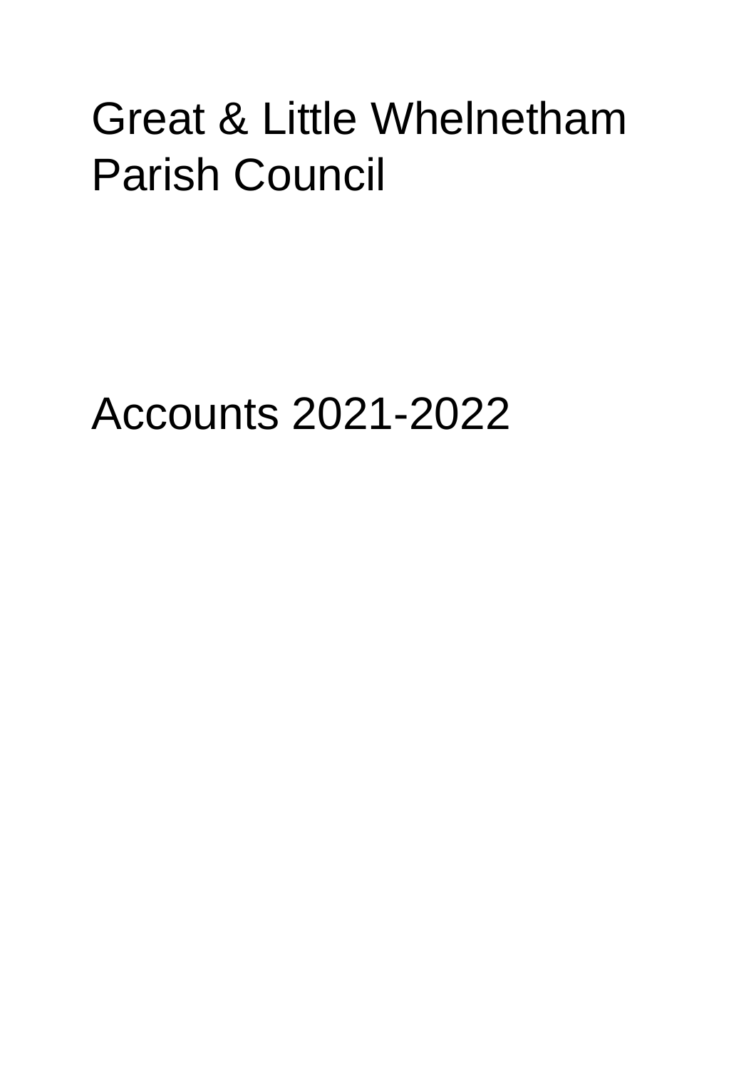# Great & Little Whelnetham Parish Council

# Accounts 2021-2022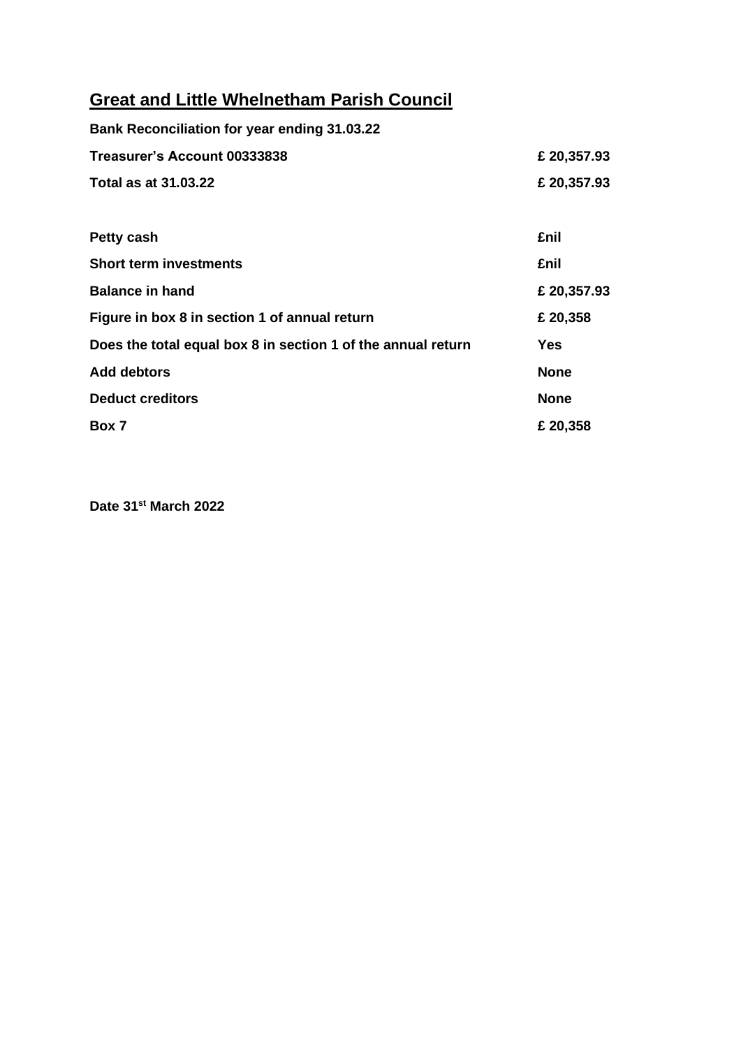## Great and Little Whelnetham Parish Council

**Bank Reconciliation for year ending 31.03.22**

| | |
|---|---|
| **Treasurer's Account 00333838** | **£ 20,357.93** |
| **Total as at 31.03.22** | **£ 20,357.93** |
| | |
| **Petty cash** | **£nil** |
| **Short term investments** | **£nil** |
| **Balance in hand** | **£ 20,357.93** |
| **Figure in box 8 in section 1 of annual return** | **£ 20,358** |
| **Does the total equal box 8 in section 1 of the annual return** | **Yes** |
| **Add debtors** | **None** |
| **Deduct creditors** | **None** |
| **Box 7** | **£ 20,358** |

**Date 31st March 2022**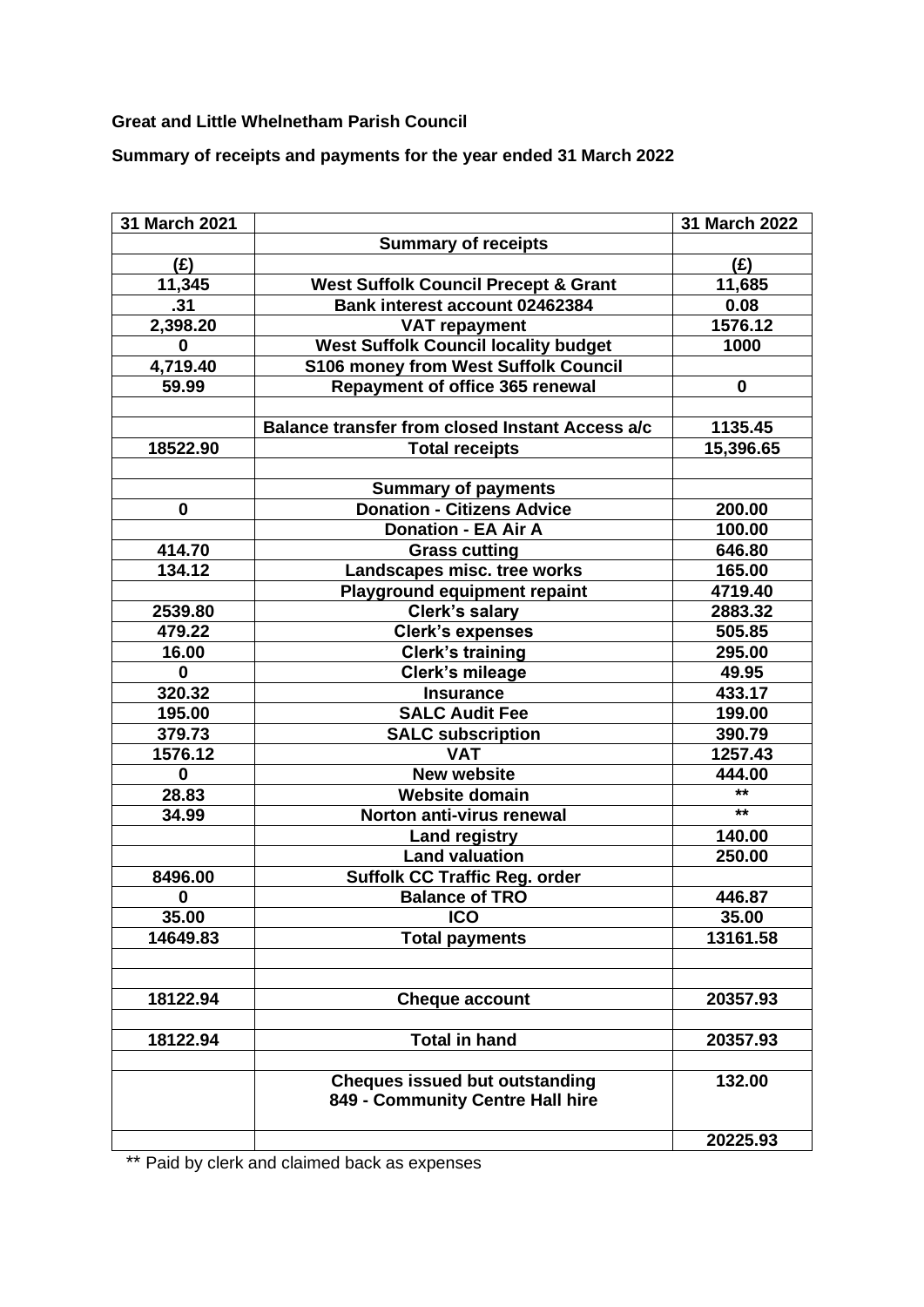**Great and Little Whelnetham Parish Council**

**Summary of receipts and payments for the year ended 31 March 2022**

| 31 March 2021 | | 31 March 2022 |
|---|---|---|
| | **Summary of receipts** | |
| (£) | | (£) |
| 11,345 | West Suffolk Council Precept & Grant | 11,685 |
| .31 | Bank interest account 02462384 | 0.08 |
| 2,398.20 | VAT repayment | 1576.12 |
| 0 | West Suffolk Council locality budget | 1000 |
| 4,719.40 | S106 money from West Suffolk Council | |
| 59.99 | Repayment of office 365 renewal | 0 |
| | | |
| | Balance transfer from closed Instant Access a/c | 1135.45 |
| 18522.90 | Total receipts | 15,396.65 |
| | | |
| | **Summary of payments** | |
| 0 | Donation - Citizens Advice | 200.00 |
| | Donation - EA Air A | 100.00 |
| 414.70 | Grass cutting | 646.80 |
| 134.12 | Landscapes misc. tree works | 165.00 |
| | Playground equipment repaint | 4719.40 |
| 2539.80 | Clerk's salary | 2883.32 |
| 479.22 | Clerk's expenses | 505.85 |
| 16.00 | Clerk's training | 295.00 |
| 0 | Clerk's mileage | 49.95 |
| 320.32 | Insurance | 433.17 |
| 195.00 | SALC Audit Fee | 199.00 |
| 379.73 | SALC subscription | 390.79 |
| 1576.12 | VAT | 1257.43 |
| 0 | New website | 444.00 |
| 28.83 | Website domain | ** |
| 34.99 | Norton anti-virus renewal | ** |
| | Land registry | 140.00 |
| | Land valuation | 250.00 |
| 8496.00 | Suffolk CC Traffic Reg. order | |
| 0 | Balance of TRO | 446.87 |
| 35.00 | ICO | 35.00 |
| 14649.83 | Total payments | 13161.58 |
| | | |
| | | |
| 18122.94 | Cheque account | 20357.93 |
| | | |
| 18122.94 | Total in hand | 20357.93 |
| | | |
| | Cheques issued but outstanding<br>849 - Community Centre Hall hire | 132.00 |
| | | 20225.93 |

** Paid by clerk and claimed back as expenses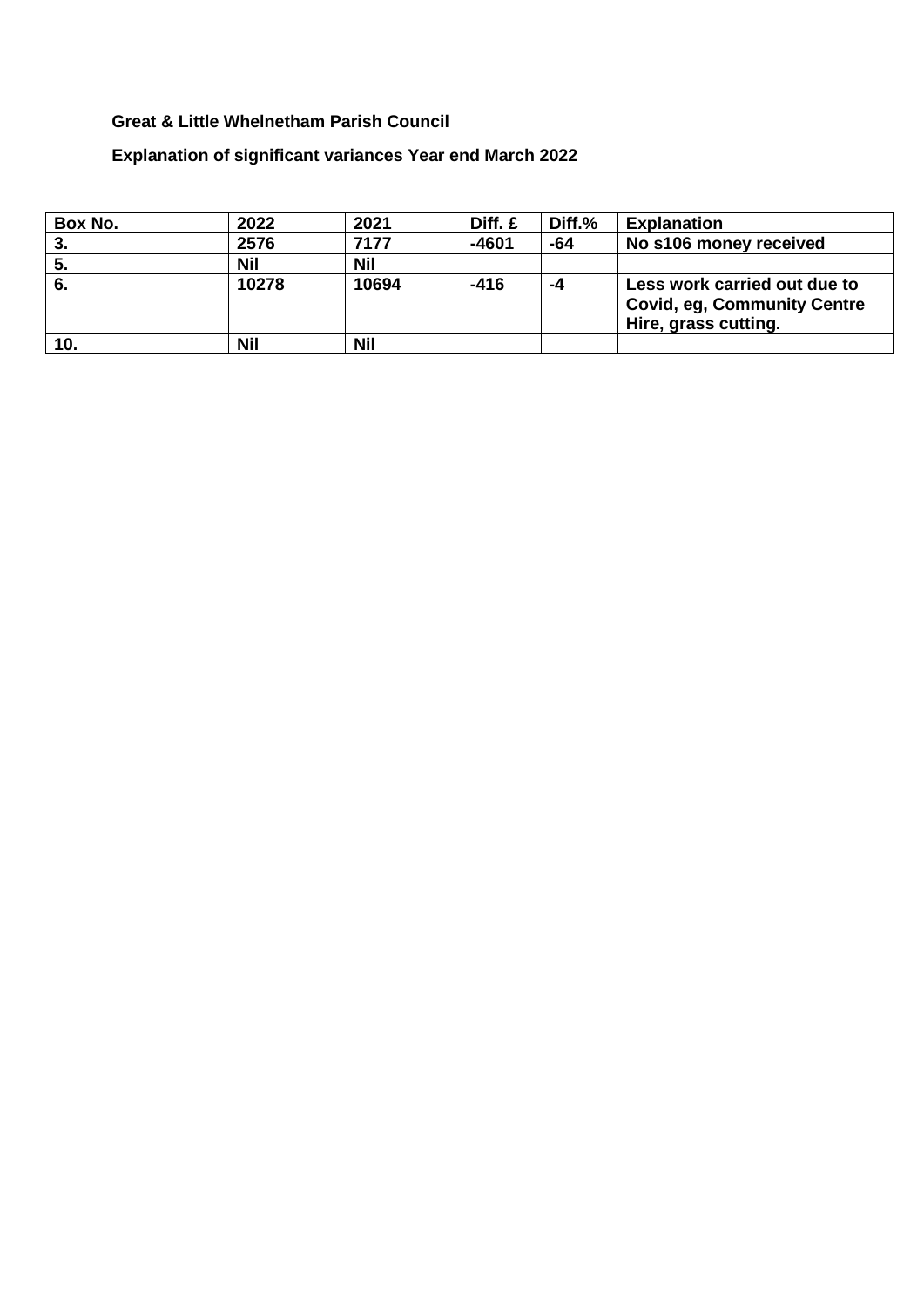**Great & Little Whelnetham Parish Council**

**Explanation of significant variances Year end March 2022**

| Box No. | 2022 | 2021 | Diff. £ | Diff.% | Explanation |
| --- | --- | --- | --- | --- | --- |
| 3. | 2576 | 7177 | -4601 | -64 | No s106 money received |
| 5. | Nil | Nil | | | |
| 6. | 10278 | 10694 | -416 | -4 | Less work carried out due to Covid, eg, Community Centre Hire, grass cutting. |
| 10. | Nil | Nil | | | |